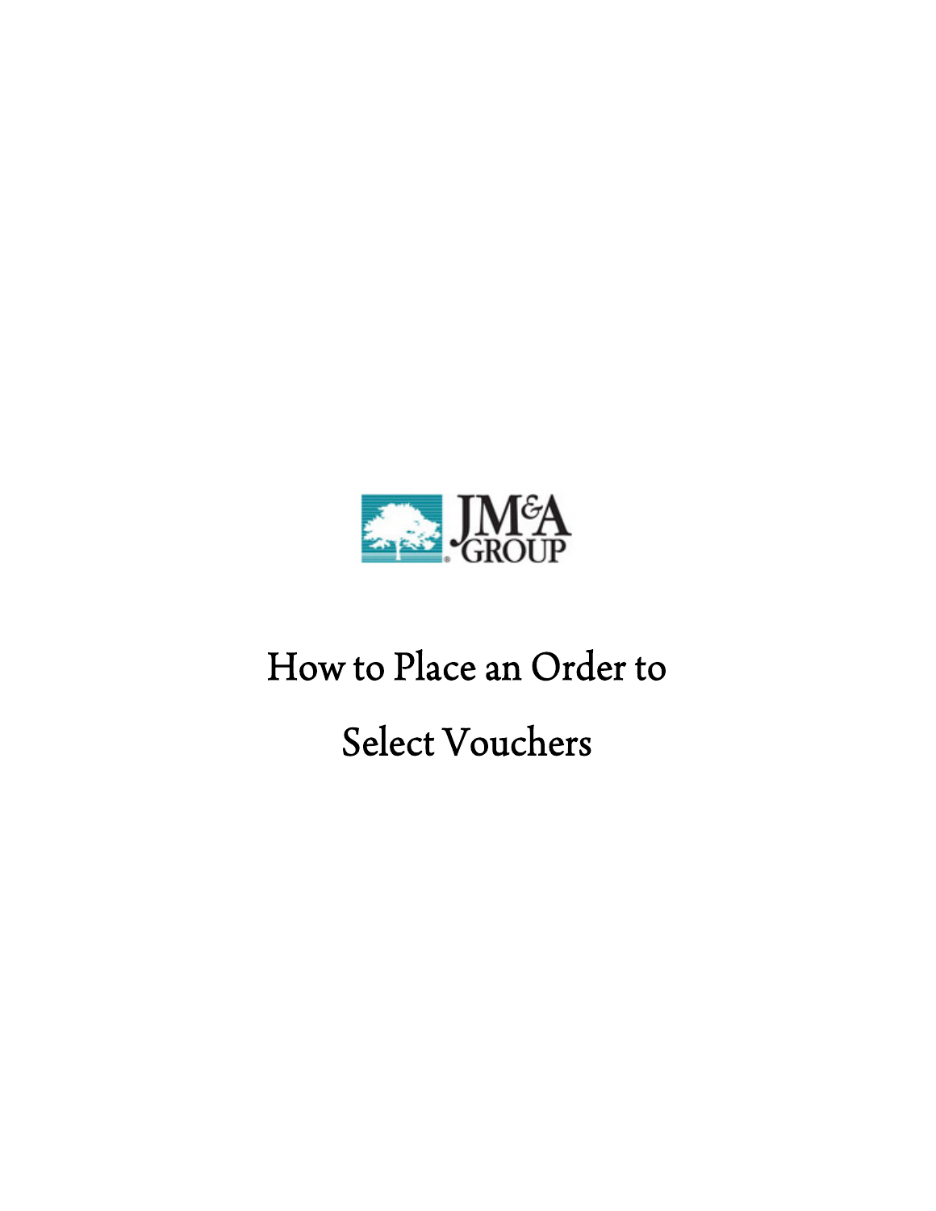JM&A GROUP

# How to Place an Order to Select Vouchers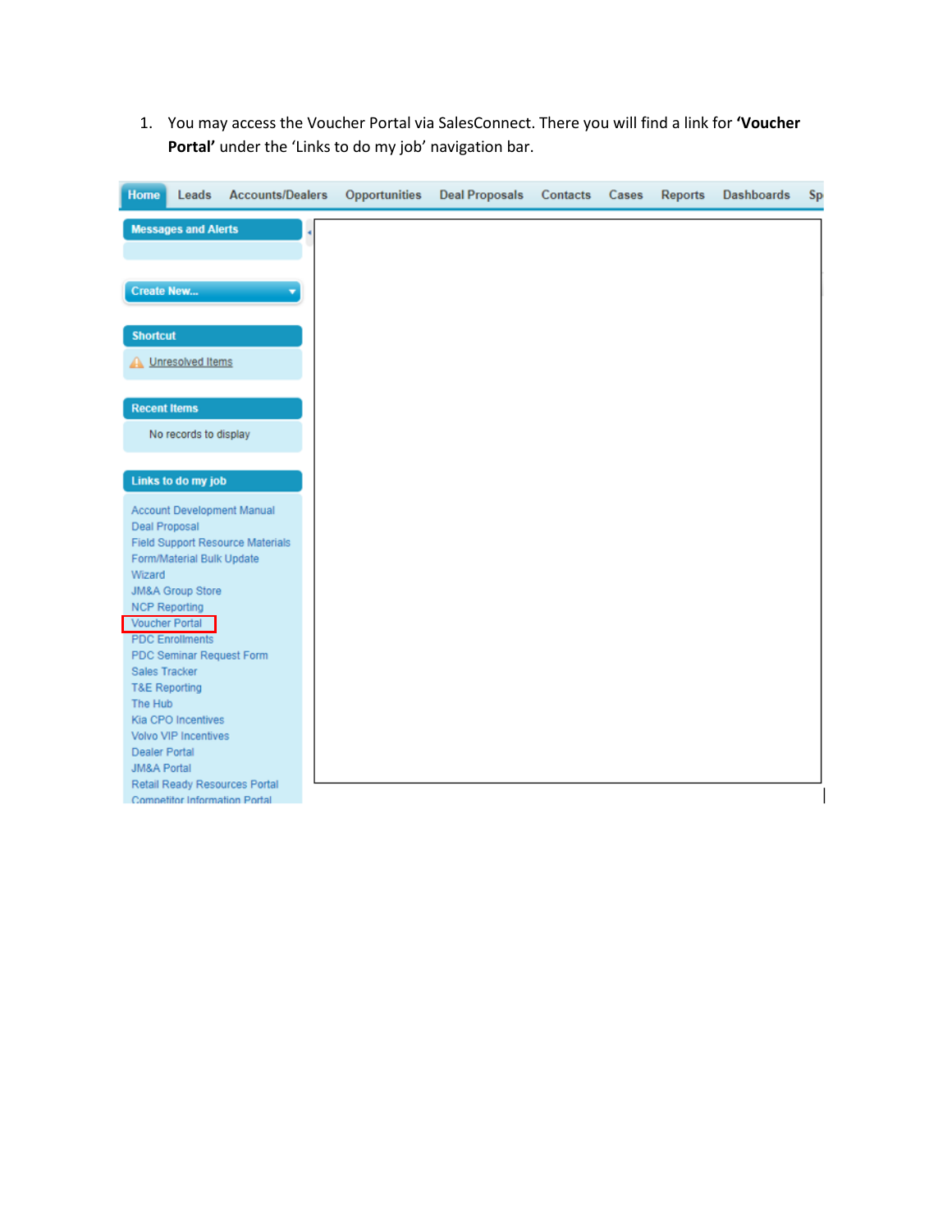1. You may access the Voucher Portal via SalesConnect. There you will find a link for **'Voucher Portal'** under the 'Links to do my job' navigation bar.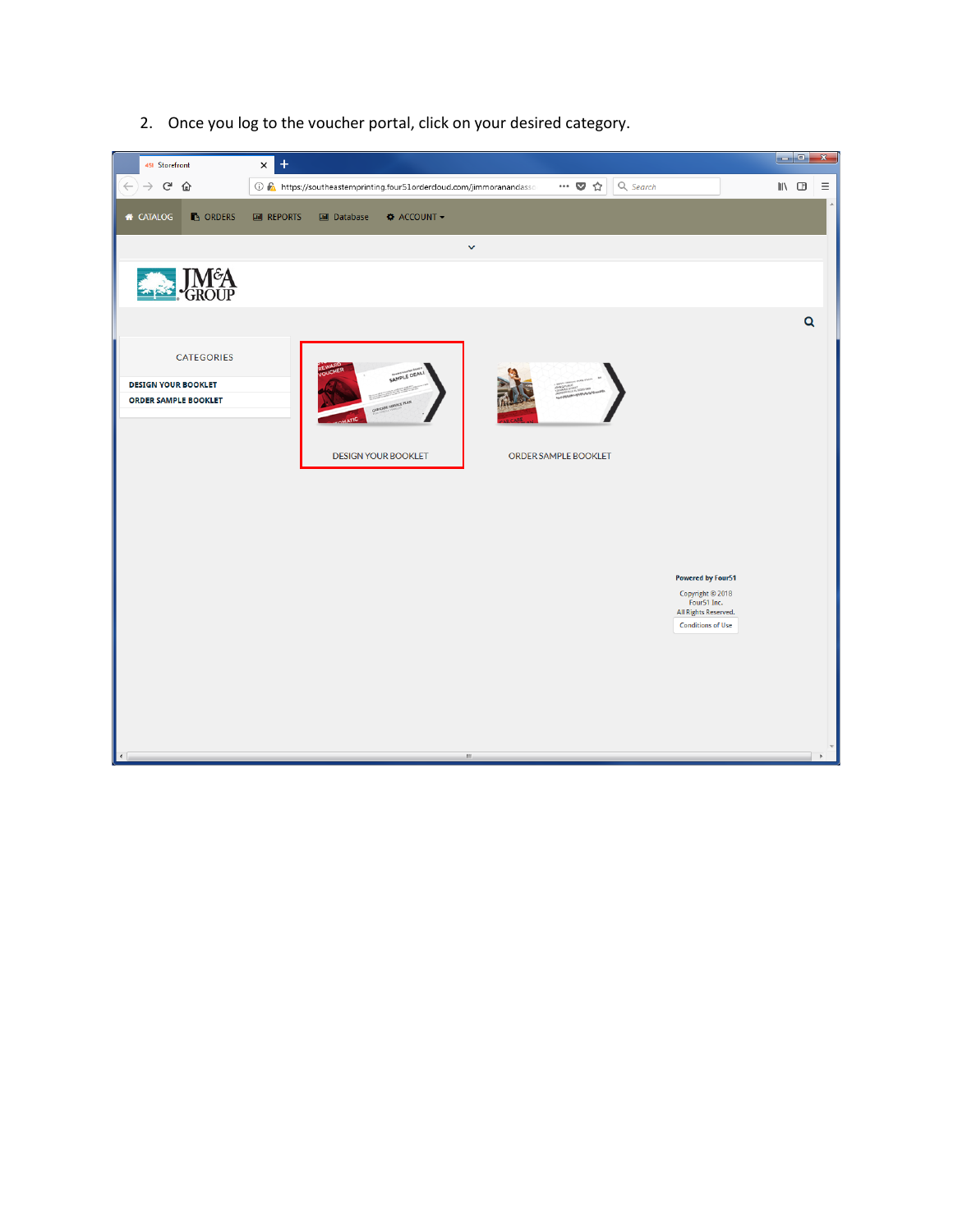2. Once you log to the voucher portal, click on your desired category.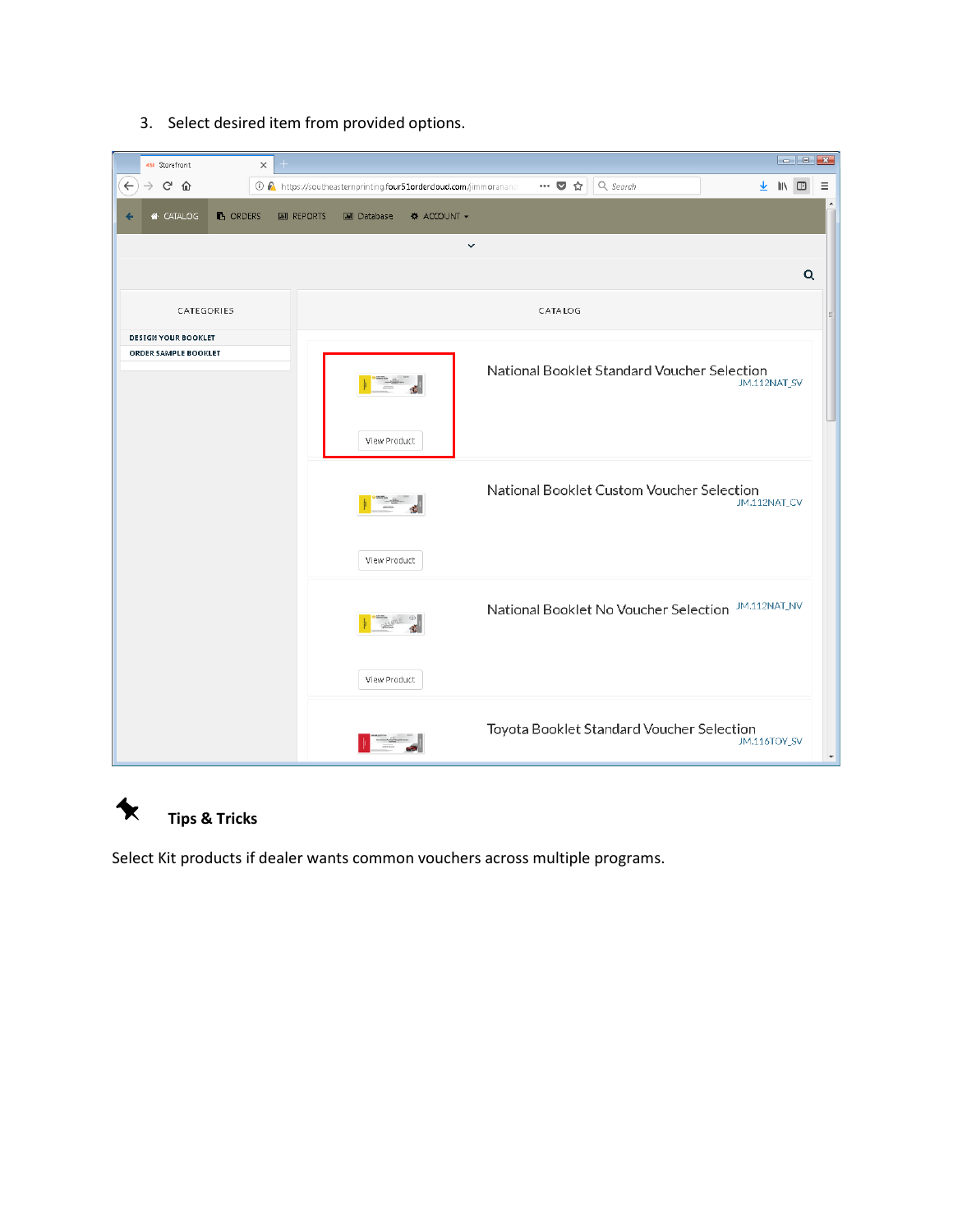3. Select desired item from provided options.

**Tips & Tricks**

Select Kit products if dealer wants common vouchers across multiple programs.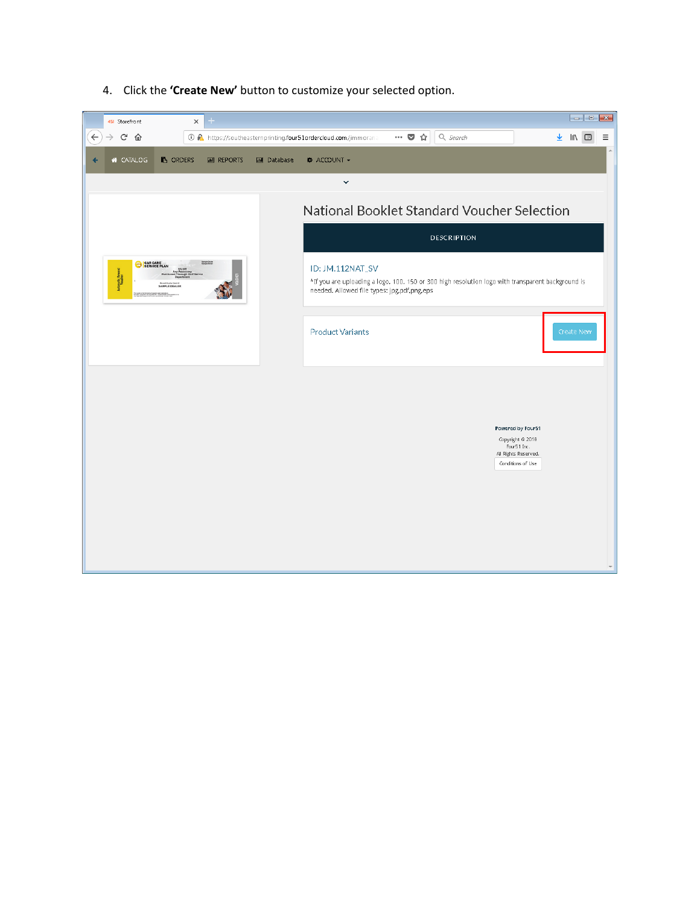4. Click the **'Create New'** button to customize your selected option.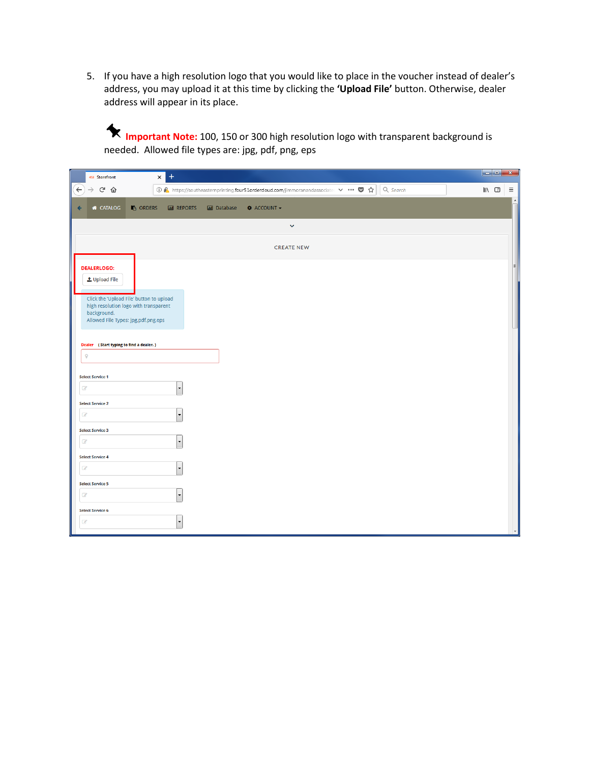5. If you have a high resolution logo that you would like to place in the voucher instead of dealer's address, you may upload it at this time by clicking the **'Upload File'** button. Otherwise, dealer address will appear in its place.

   **Important Note:** 100, 150 or 300 high resolution logo with transparent background is needed. Allowed file types are: jpg, pdf, png, eps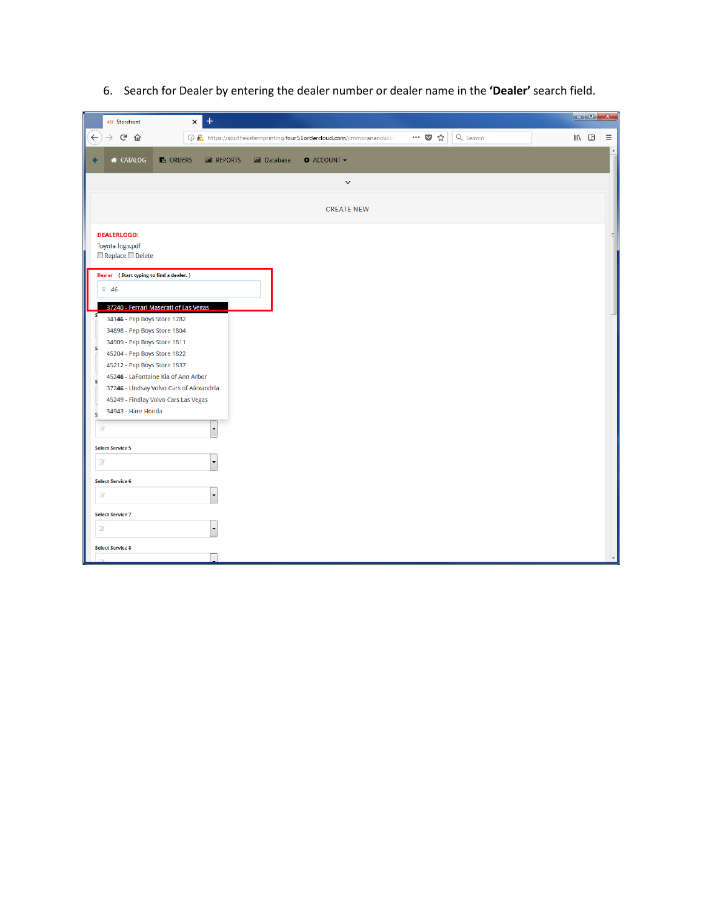6. Search for Dealer by entering the dealer number or dealer name in the **'Dealer'** search field.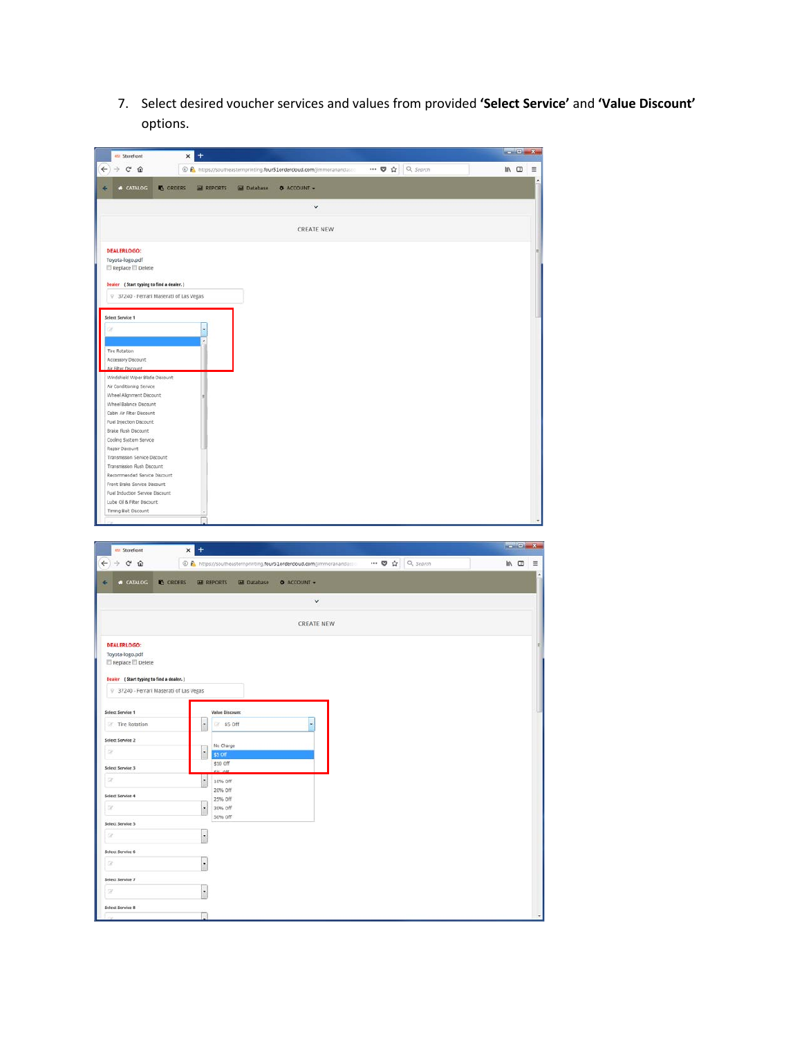7. Select desired voucher services and values from provided **'Select Service'** and **'Value Discount'** options.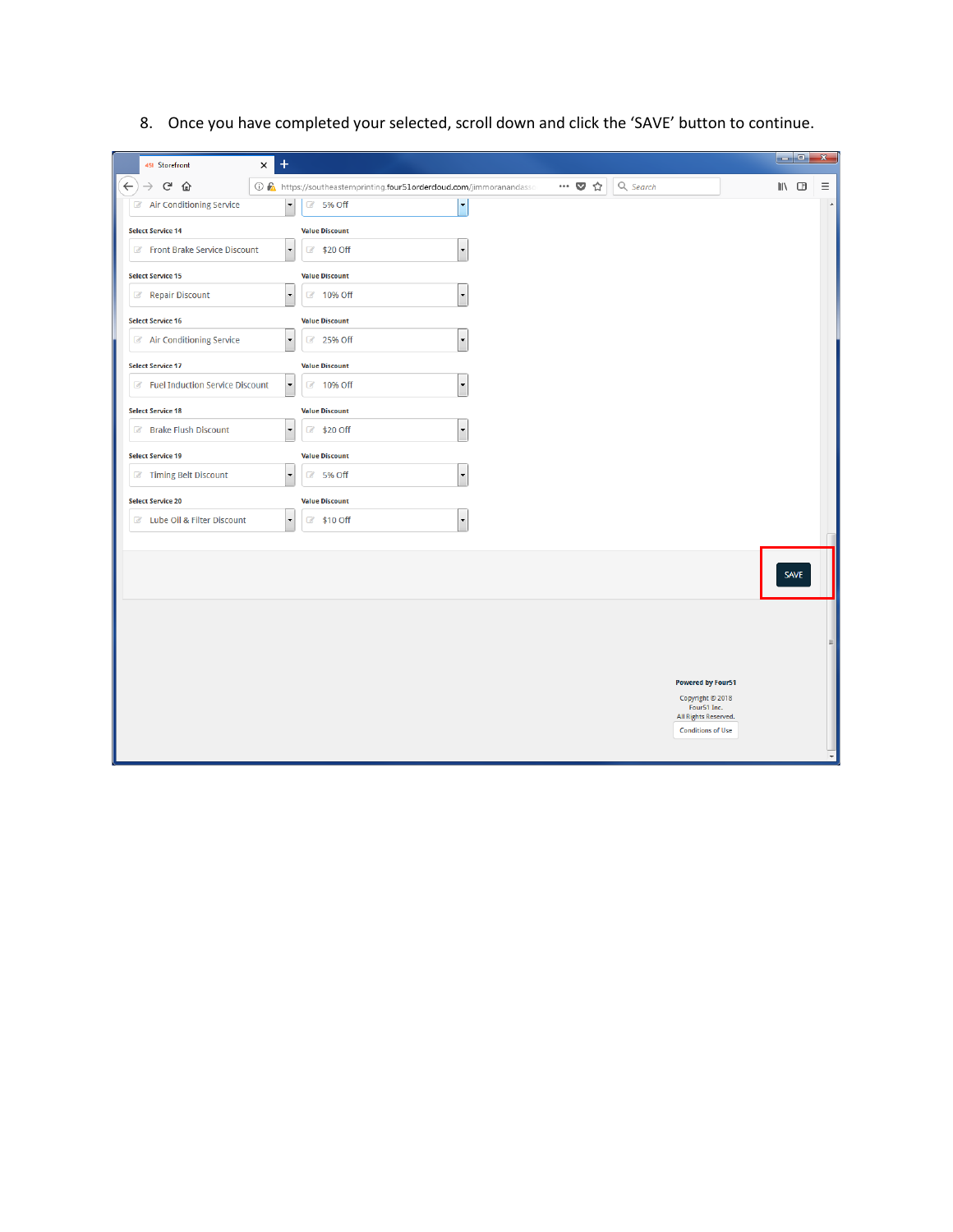8. Once you have completed your selected, scroll down and click the 'SAVE' button to continue.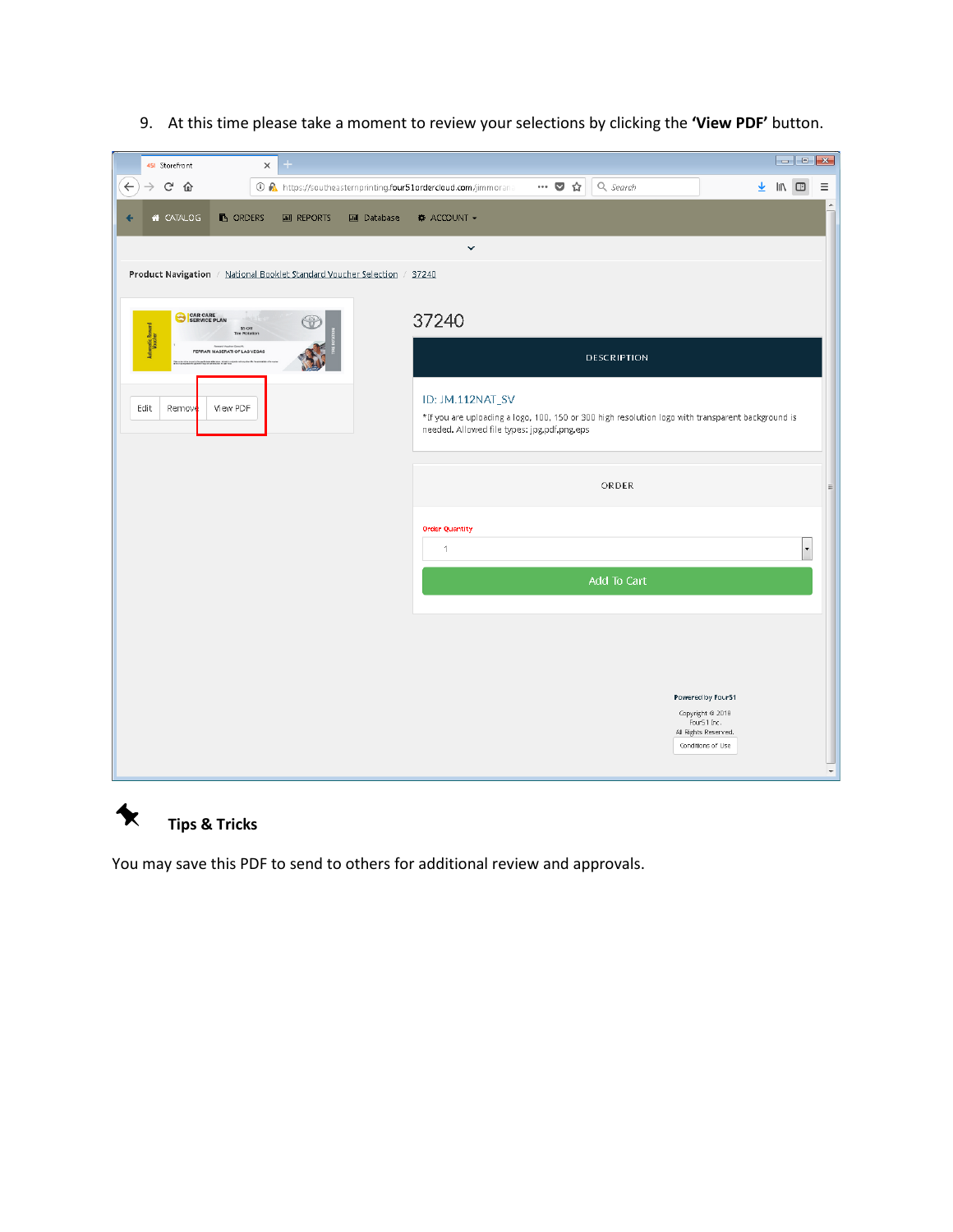9. At this time please take a moment to review your selections by clicking the **'View PDF'** button.

**Tips & Tricks**

You may save this PDF to send to others for additional review and approvals.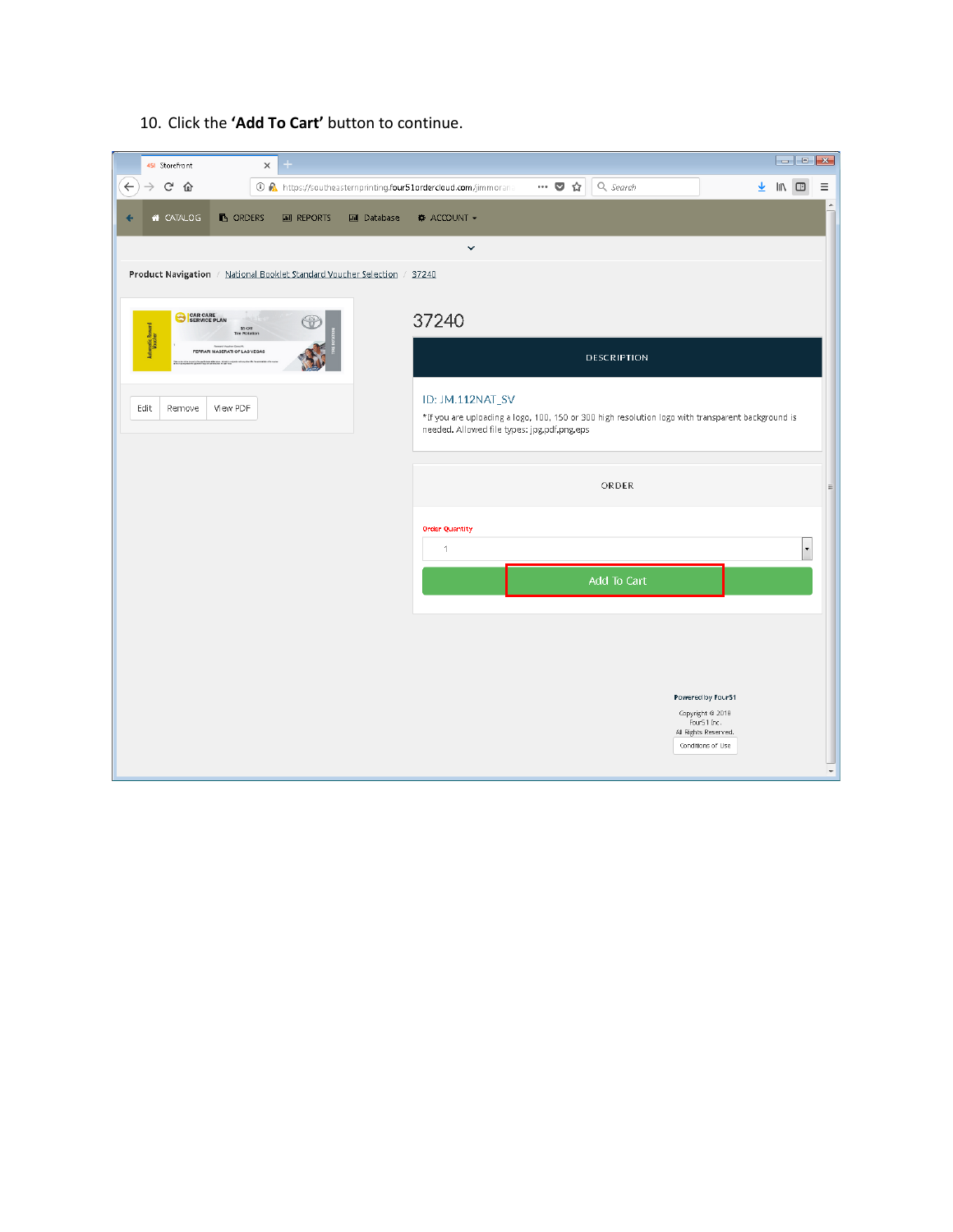10. Click the **'Add To Cart'** button to continue.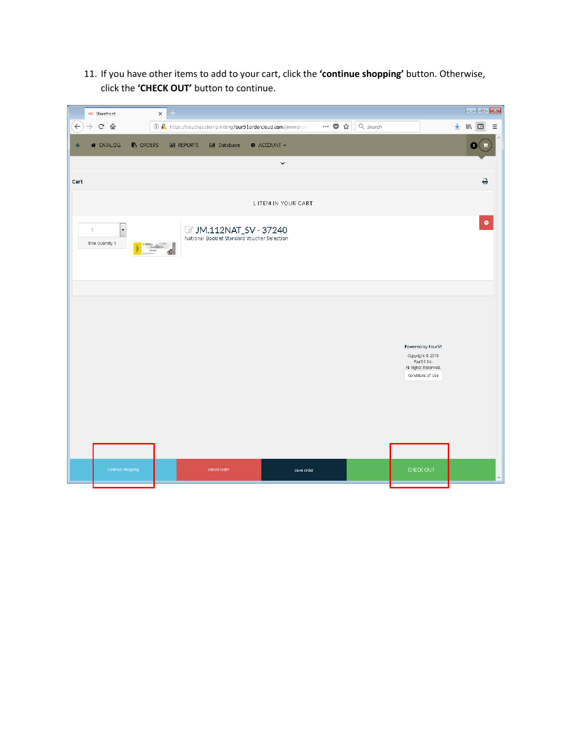11. If you have other items to add to your cart, click the **'continue shopping'** button. Otherwise, click the **'CHECK OUT'** button to continue.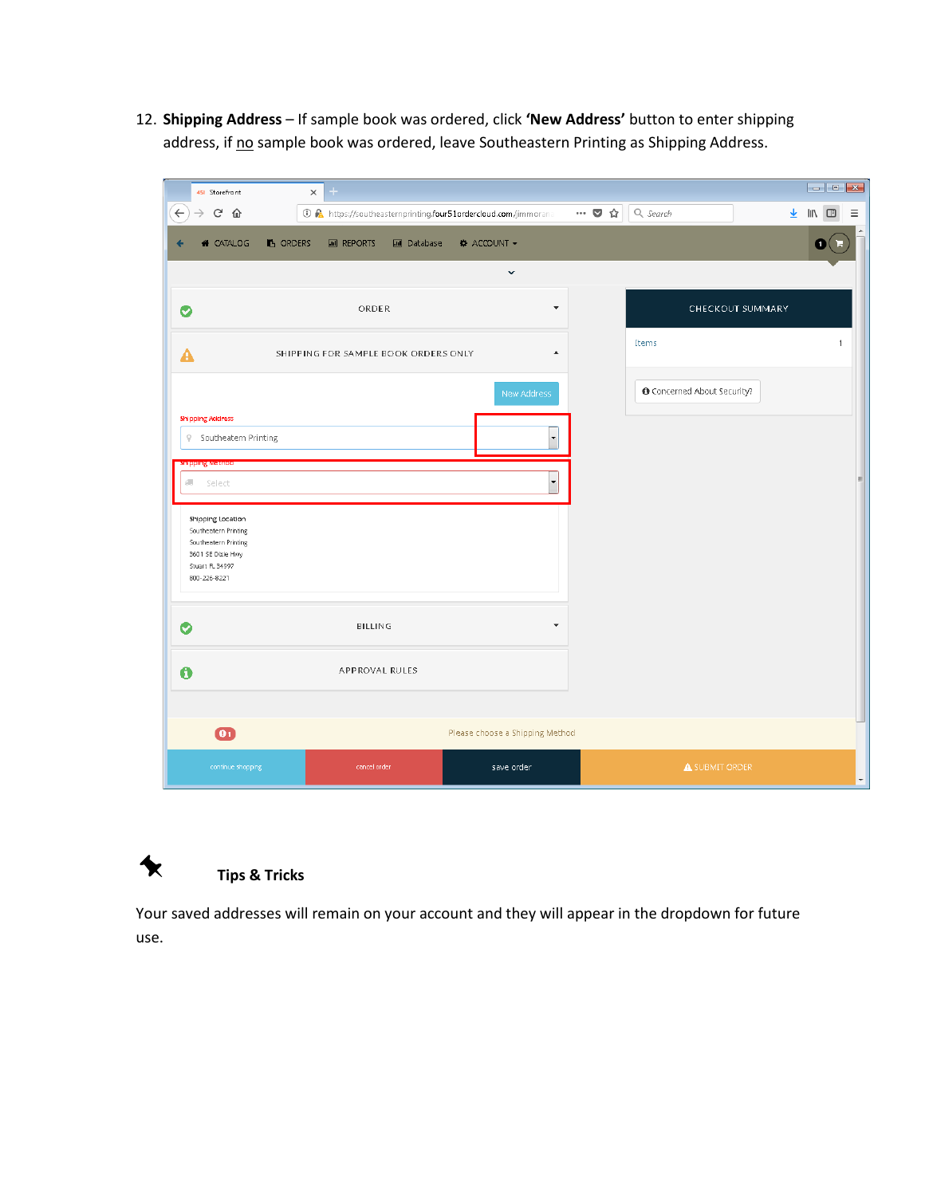12. **Shipping Address** – If sample book was ordered, click **'New Address'** button to enter shipping address, if no sample book was ordered, leave Southeastern Printing as Shipping Address.

**Tips & Tricks**

Your saved addresses will remain on your account and they will appear in the dropdown for future use.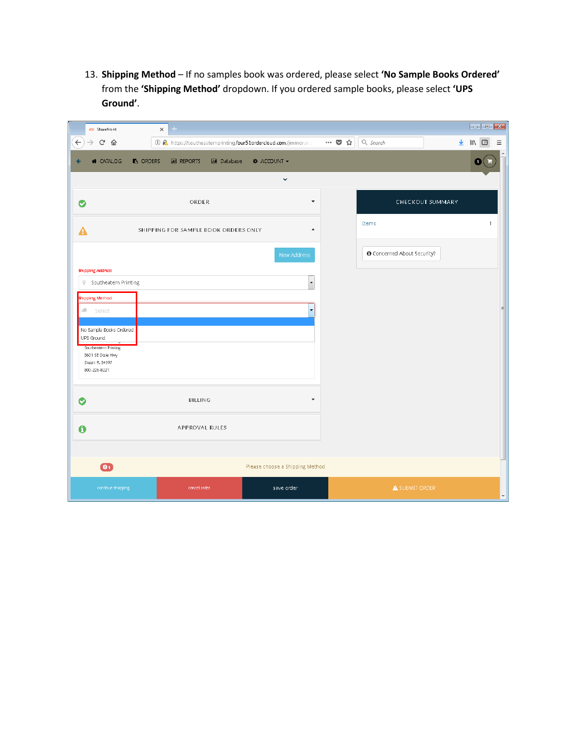13. **Shipping Method** – If no samples book was ordered, please select **'No Sample Books Ordered'** from the **'Shipping Method'** dropdown. If you ordered sample books, please select **'UPS Ground'**.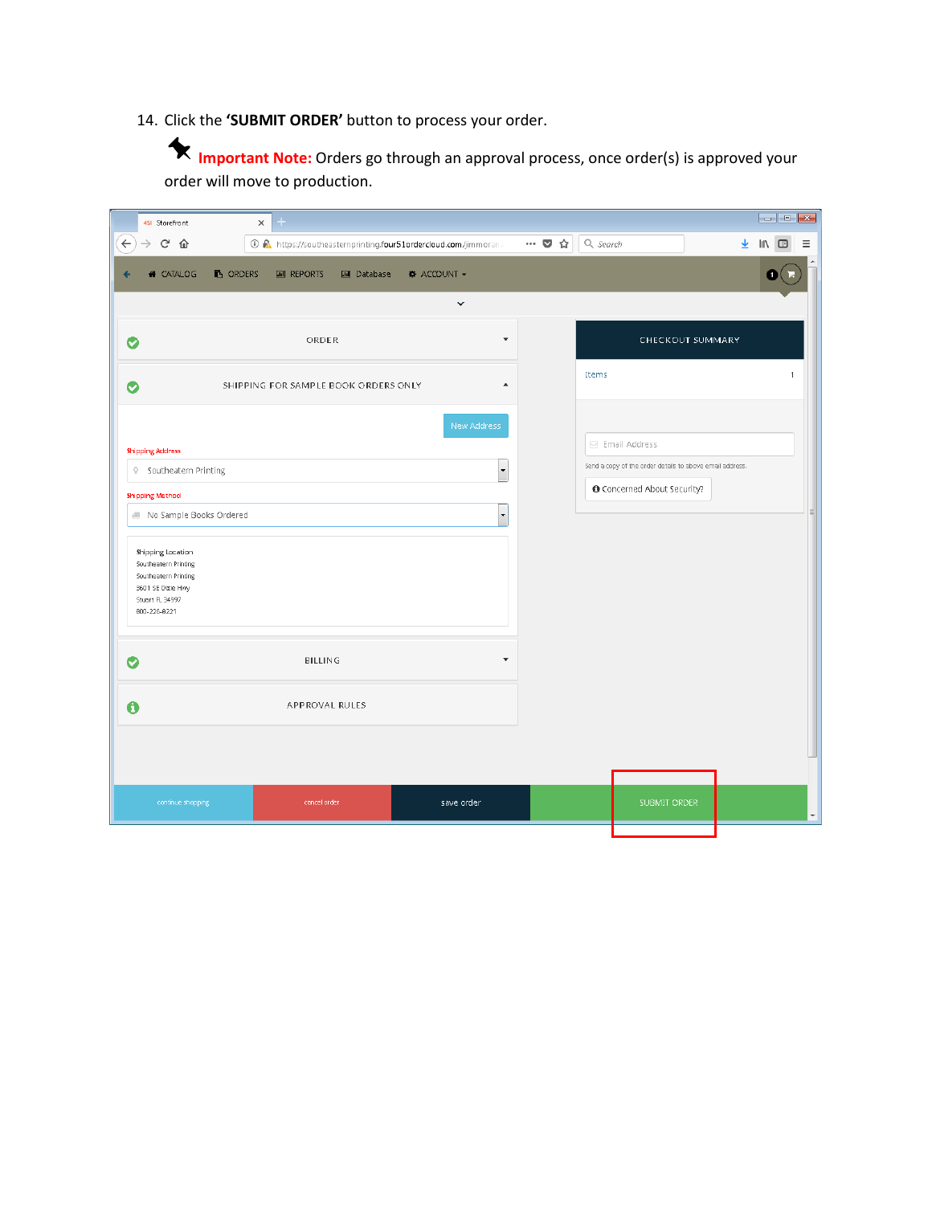14. Click the **'SUBMIT ORDER'** button to process your order.

    **Important Note:** Orders go through an approval process, once order(s) is approved your order will move to production.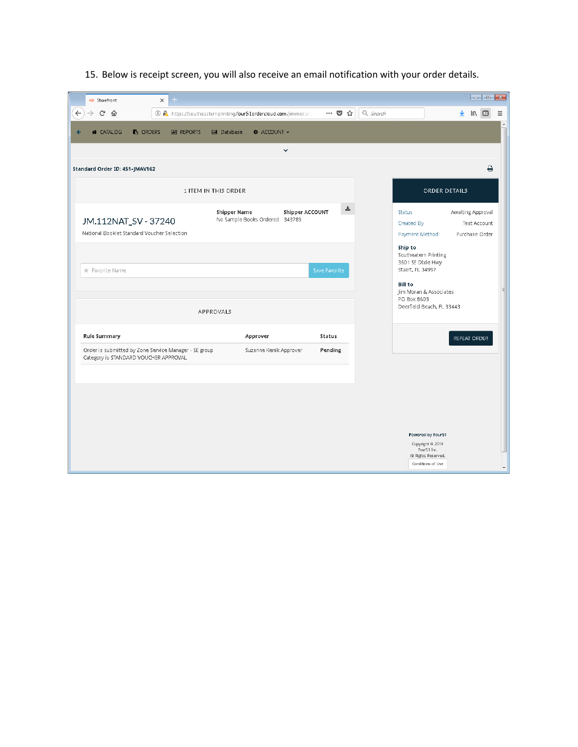15. Below is receipt screen, you will also receive an email notification with your order details.

Storefront

https://southeasternprinting.four51ordercloud.com/jimmoran...

CATALOG ORDERS REPORTS Database ACCOUNT

Standard Order ID: 451-JMAV162

1 ITEM IN THIS ORDER

JM.112NAT_SV - 37240

National Booklet Standard Voucher Selection

Shipper Name: No Sample Books Ordered

Shipper ACCOUNT: 343789

Favorite Name | Save Favorite

APPROVALS

| Rule Summary | Approver | Status |
|---|---|---|
| Order is submitted by Zone Service Manager - SE group Category is STANDARD VOUCHER APPROVAL | Suzanne Kenik Approver | Pending |

ORDER DETAILS

| | |
|---|---|
| Status | Awaiting Approval |
| Created By | Test Account |
| Payment Method | Purchase Order |

**Ship to**
Southeatern Printing
3601 SE Dixie Hwy
Stuart, FL 34997

**Bill to**
Jim Moran & Associates
PO Box 8603
Deerfield Beach, FL 33443

REPEAT ORDER

Powered by Four51
Copyright © 2018
Four51 Inc.
All Rights Reserved.
Conditions of Use